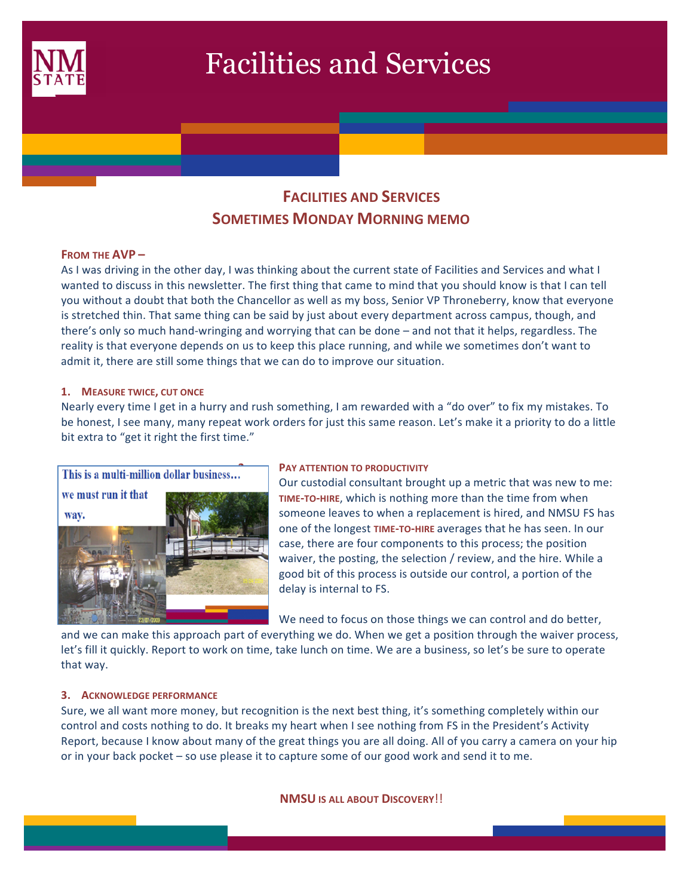# Facilities and Services

## Facilities and Services Sometimes Monday Morning memo

### From the AVP –

As I was driving in the other day, I was thinking about the current state of Facilities and Services and what I wanted to discuss in this newsletter. The first thing that came to mind that you should know is that I can tell you without a doubt that both the Chancellor as well as my boss, Senior VP Throneberry, know that everyone is stretched thin. That same thing can be said by just about every department across campus, though, and there's only so much hand-wringing and worrying that can be done – and not that it helps, regardless. The reality is that everyone depends on us to keep this place running, and while we sometimes don't want to admit it, there are still some things that we can do to improve our situation.

#### 1. Measure twice, cut once

Nearly every time I get in a hurry and rush something, I am rewarded with a "do over" to fix my mistakes. To be honest, I see many, many repeat work orders for just this same reason. Let's make it a priority to do a little bit extra to "get it right the first time."

#### 2. Pay attention to productivity

Our custodial consultant brought up a metric that was new to me: **time-to-hire**, which is nothing more than the time from when someone leaves to when a replacement is hired, and NMSU FS has one of the longest **time-to-hire** averages that he has seen. In our case, there are four components to this process; the position waiver, the posting, the selection / review, and the hire. While a good bit of this process is outside our control, a portion of the delay is internal to FS.

We need to focus on those things we can control and do better, and we can make this approach part of everything we do. When we get a position through the waiver process, let's fill it quickly. Report to work on time, take lunch on time. We are a business, so let's be sure to operate that way.

#### 3. Acknowledge performance

Sure, we all want more money, but recognition is the next best thing, it's something completely within our control and costs nothing to do. It breaks my heart when I see nothing from FS in the President's Activity Report, because I know about many of the great things you are all doing. All of you carry a camera on your hip or in your back pocket – so use please it to capture some of our good work and send it to me.

**NMSU is all about Discovery!!**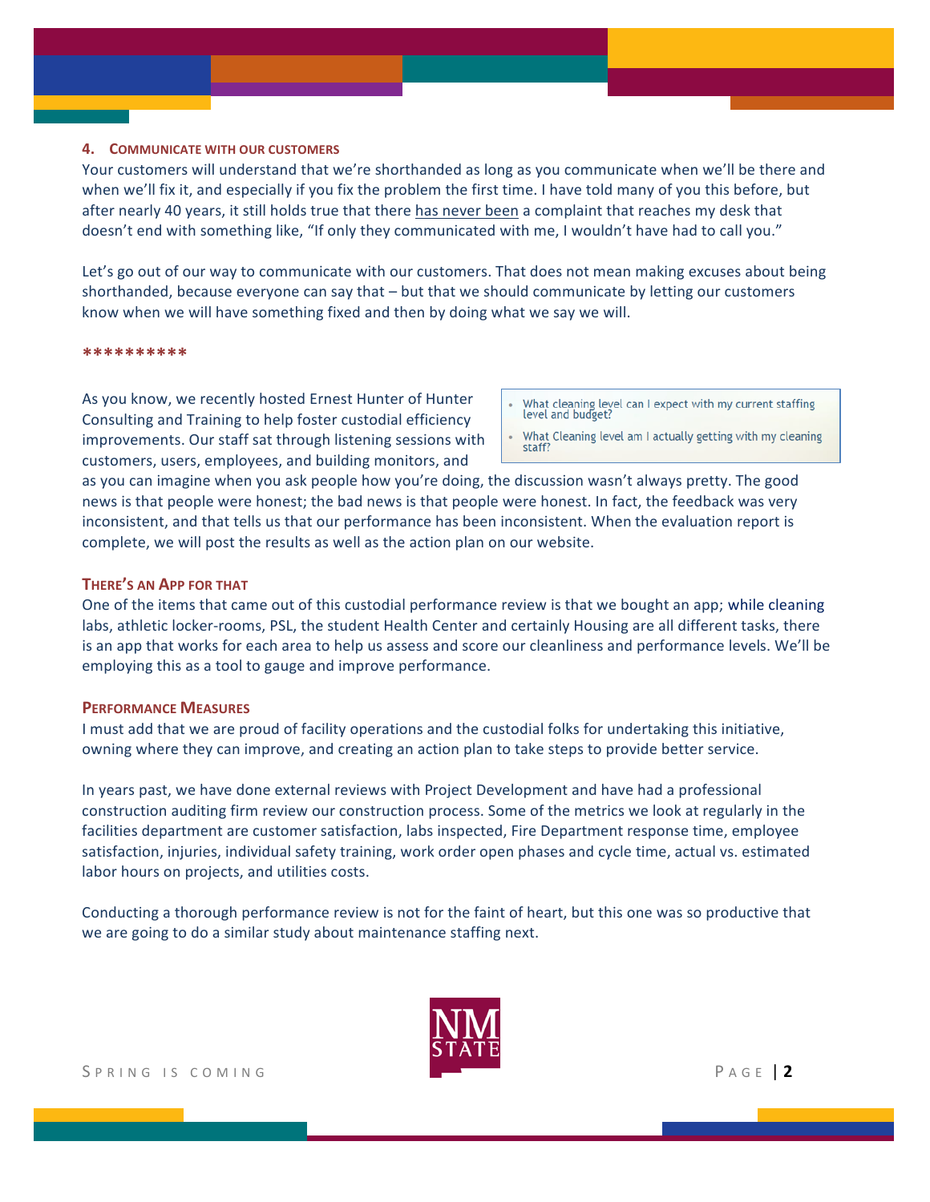### 4. Communicate with our customers

Your customers will understand that we're shorthanded as long as you communicate when we'll be there and when we'll fix it, and especially if you fix the problem the first time. I have told many of you this before, but after nearly 40 years, it still holds true that there has never been a complaint that reaches my desk that doesn't end with something like, "If only they communicated with me, I wouldn't have had to call you."

Let's go out of our way to communicate with our customers. That does not mean making excuses about being shorthanded, because everyone can say that – but that we should communicate by letting our customers know when we will have something fixed and then by doing what we say we will.

**********

- What cleaning level can I expect with my current staffing level and budget?
- What Cleaning level am I actually getting with my cleaning staff?

As you know, we recently hosted Ernest Hunter of Hunter Consulting and Training to help foster custodial efficiency improvements. Our staff sat through listening sessions with customers, users, employees, and building monitors, and as you can imagine when you ask people how you're doing, the discussion wasn't always pretty. The good news is that people were honest; the bad news is that people were honest. In fact, the feedback was very inconsistent, and that tells us that our performance has been inconsistent. When the evaluation report is complete, we will post the results as well as the action plan on our website.

### There's an App for that

One of the items that came out of this custodial performance review is that we bought an app; while cleaning labs, athletic locker-rooms, PSL, the student Health Center and certainly Housing are all different tasks, there is an app that works for each area to help us assess and score our cleanliness and performance levels. We'll be employing this as a tool to gauge and improve performance.

### Performance Measures

I must add that we are proud of facility operations and the custodial folks for undertaking this initiative, owning where they can improve, and creating an action plan to take steps to provide better service.

In years past, we have done external reviews with Project Development and have had a professional construction auditing firm review our construction process. Some of the metrics we look at regularly in the facilities department are customer satisfaction, labs inspected, Fire Department response time, employee satisfaction, injuries, individual safety training, work order open phases and cycle time, actual vs. estimated labor hours on projects, and utilities costs.

Conducting a thorough performance review is not for the faint of heart, but this one was so productive that we are going to do a similar study about maintenance staffing next.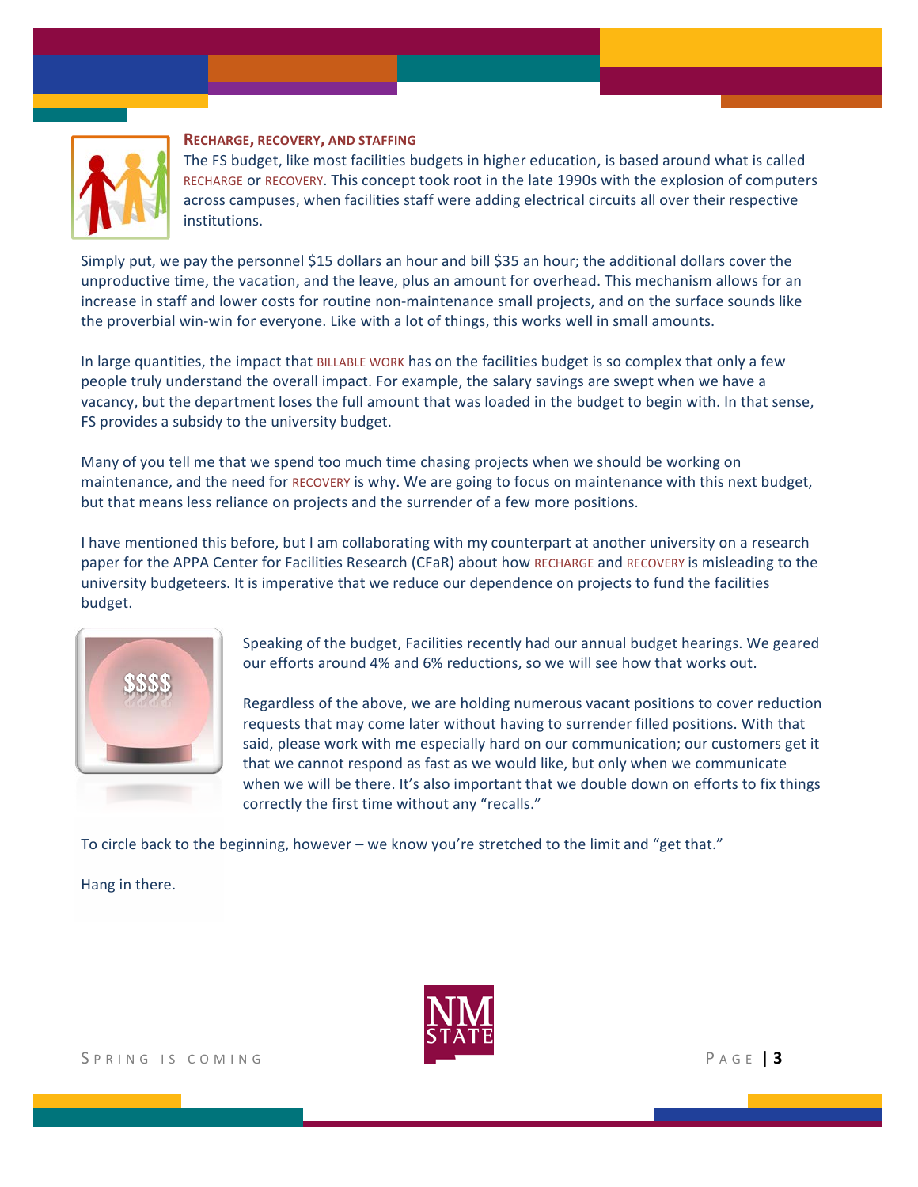### Recharge, recovery, and staffing

The FS budget, like most facilities budgets in higher education, is based around what is called RECHARGE or RECOVERY. This concept took root in the late 1990s with the explosion of computers across campuses, when facilities staff were adding electrical circuits all over their respective institutions.

Simply put, we pay the personnel $15 dollars an hour and bill $35 an hour; the additional dollars cover the unproductive time, the vacation, and the leave, plus an amount for overhead. This mechanism allows for an increase in staff and lower costs for routine non-maintenance small projects, and on the surface sounds like the proverbial win-win for everyone. Like with a lot of things, this works well in small amounts.

In large quantities, the impact that BILLABLE WORK has on the facilities budget is so complex that only a few people truly understand the overall impact. For example, the salary savings are swept when we have a vacancy, but the department loses the full amount that was loaded in the budget to begin with. In that sense, FS provides a subsidy to the university budget.

Many of you tell me that we spend too much time chasing projects when we should be working on maintenance, and the need for RECOVERY is why. We are going to focus on maintenance with this next budget, but that means less reliance on projects and the surrender of a few more positions.

I have mentioned this before, but I am collaborating with my counterpart at another university on a research paper for the APPA Center for Facilities Research (CFaR) about how RECHARGE and RECOVERY is misleading to the university budgeteers. It is imperative that we reduce our dependence on projects to fund the facilities budget.

Speaking of the budget, Facilities recently had our annual budget hearings. We geared our efforts around 4% and 6% reductions, so we will see how that works out.

Regardless of the above, we are holding numerous vacant positions to cover reduction requests that may come later without having to surrender filled positions. With that said, please work with me especially hard on our communication; our customers get it that we cannot respond as fast as we would like, but only when we communicate when we will be there. It's also important that we double down on efforts to fix things correctly the first time without any "recalls."

To circle back to the beginning, however – we know you're stretched to the limit and "get that."

Hang in there.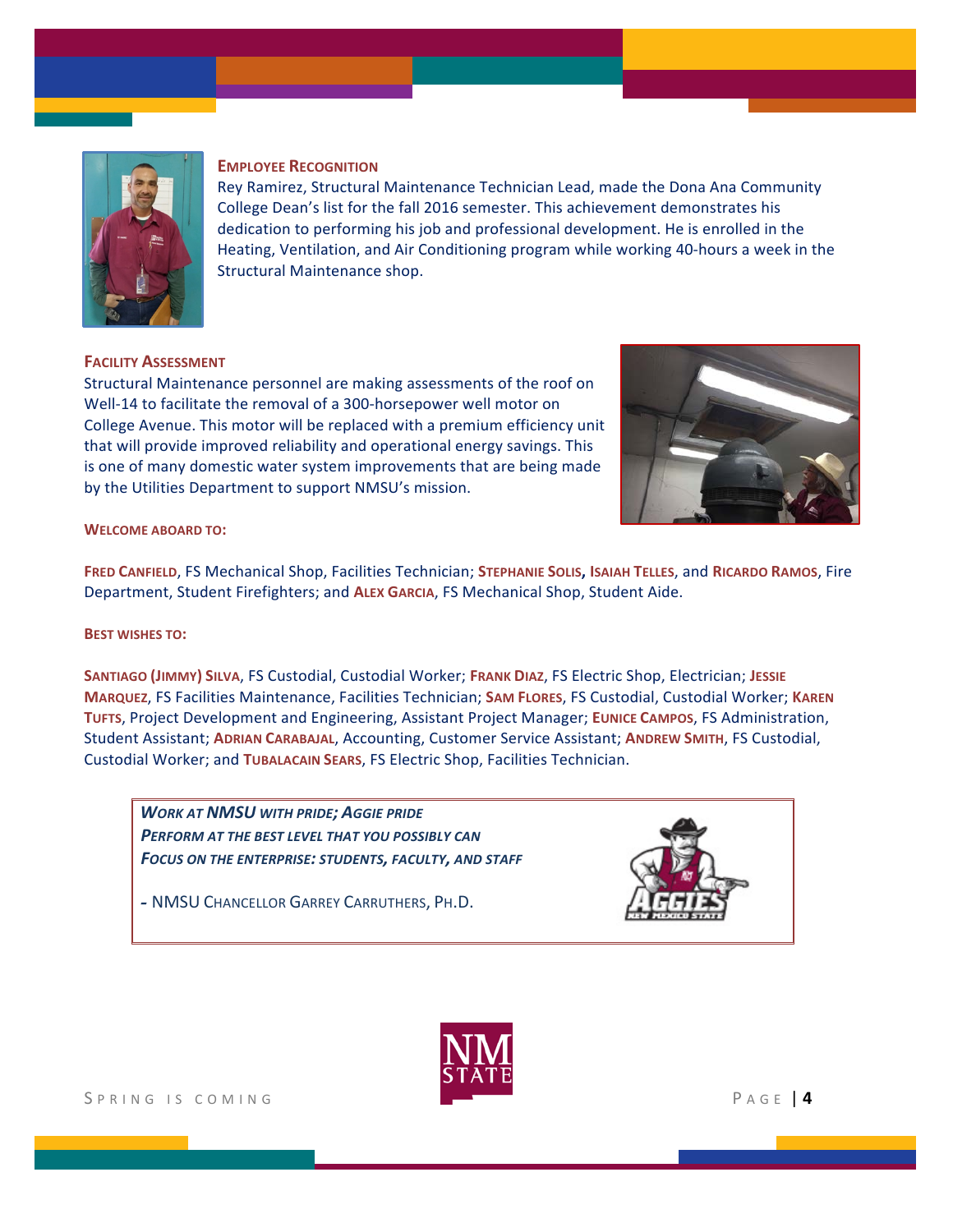### Employee Recognition

Rey Ramirez, Structural Maintenance Technician Lead, made the Dona Ana Community College Dean's list for the fall 2016 semester. This achievement demonstrates his dedication to performing his job and professional development. He is enrolled in the Heating, Ventilation, and Air Conditioning program while working 40-hours a week in the Structural Maintenance shop.

### Facility Assessment

Structural Maintenance personnel are making assessments of the roof on Well-14 to facilitate the removal of a 300-horsepower well motor on College Avenue. This motor will be replaced with a premium efficiency unit that will provide improved reliability and operational energy savings. This is one of many domestic water system improvements that are being made by the Utilities Department to support NMSU's mission.

### Welcome Aboard To:

**Fred Canfield**, FS Mechanical Shop, Facilities Technician; **Stephanie Solis, Isaiah Telles**, and **Ricardo Ramos**, Fire Department, Student Firefighters; and **Alex Garcia**, FS Mechanical Shop, Student Aide.

### Best Wishes To:

**Santiago (Jimmy) Silva**, FS Custodial, Custodial Worker; **Frank Diaz**, FS Electric Shop, Electrician; **Jessie Marquez**, FS Facilities Maintenance, Facilities Technician; **Sam Flores**, FS Custodial, Custodial Worker; **Karen Tufts**, Project Development and Engineering, Assistant Project Manager; **Eunice Campos**, FS Administration, Student Assistant; **Adrian Carabajal**, Accounting, Customer Service Assistant; **Andrew Smith**, FS Custodial, Custodial Worker; and **Tubalacain Sears**, FS Electric Shop, Facilities Technician.

***Work at NMSU with pride; Aggie pride***
***Perform at the best level that you possibly can***
***Focus on the enterprise: students, faculty, and staff***

- NMSU Chancellor Garrey Carruthers, Ph.D.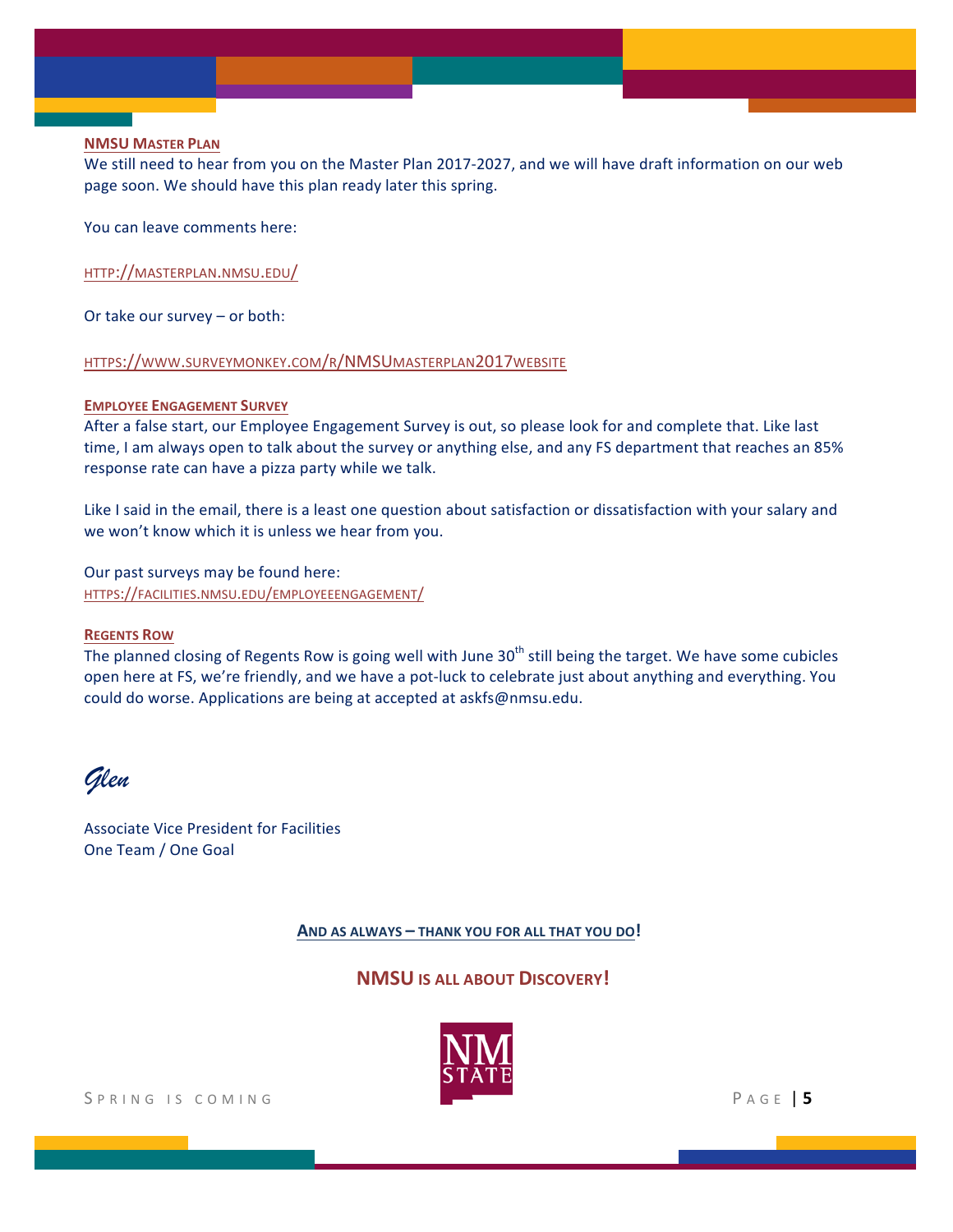### NMSU Master Plan

We still need to hear from you on the Master Plan 2017-2027, and we will have draft information on our web page soon. We should have this plan ready later this spring.

You can leave comments here:

HTTP://MASTERPLAN.NMSU.EDU/

Or take our survey – or both:

HTTPS://WWW.SURVEYMONKEY.COM/R/NMSUMASTERPLAN2017WEBSITE

### Employee Engagement Survey

After a false start, our Employee Engagement Survey is out, so please look for and complete that. Like last time, I am always open to talk about the survey or anything else, and any FS department that reaches an 85% response rate can have a pizza party while we talk.

Like I said in the email, there is a least one question about satisfaction or dissatisfaction with your salary and we won't know which it is unless we hear from you.

Our past surveys may be found here:
HTTPS://FACILITIES.NMSU.EDU/EMPLOYEEENGAGEMENT/

### Regents Row

The planned closing of Regents Row is going well with June 30th still being the target. We have some cubicles open here at FS, we're friendly, and we have a pot-luck to celebrate just about anything and everything. You could do worse. Applications are being at accepted at askfs@nmsu.edu.

*Glen*

Associate Vice President for Facilities
One Team / One Goal

**AND AS ALWAYS – THANK YOU FOR ALL THAT YOU DO!**

**NMSU IS ALL ABOUT DISCOVERY!**

NM STATE